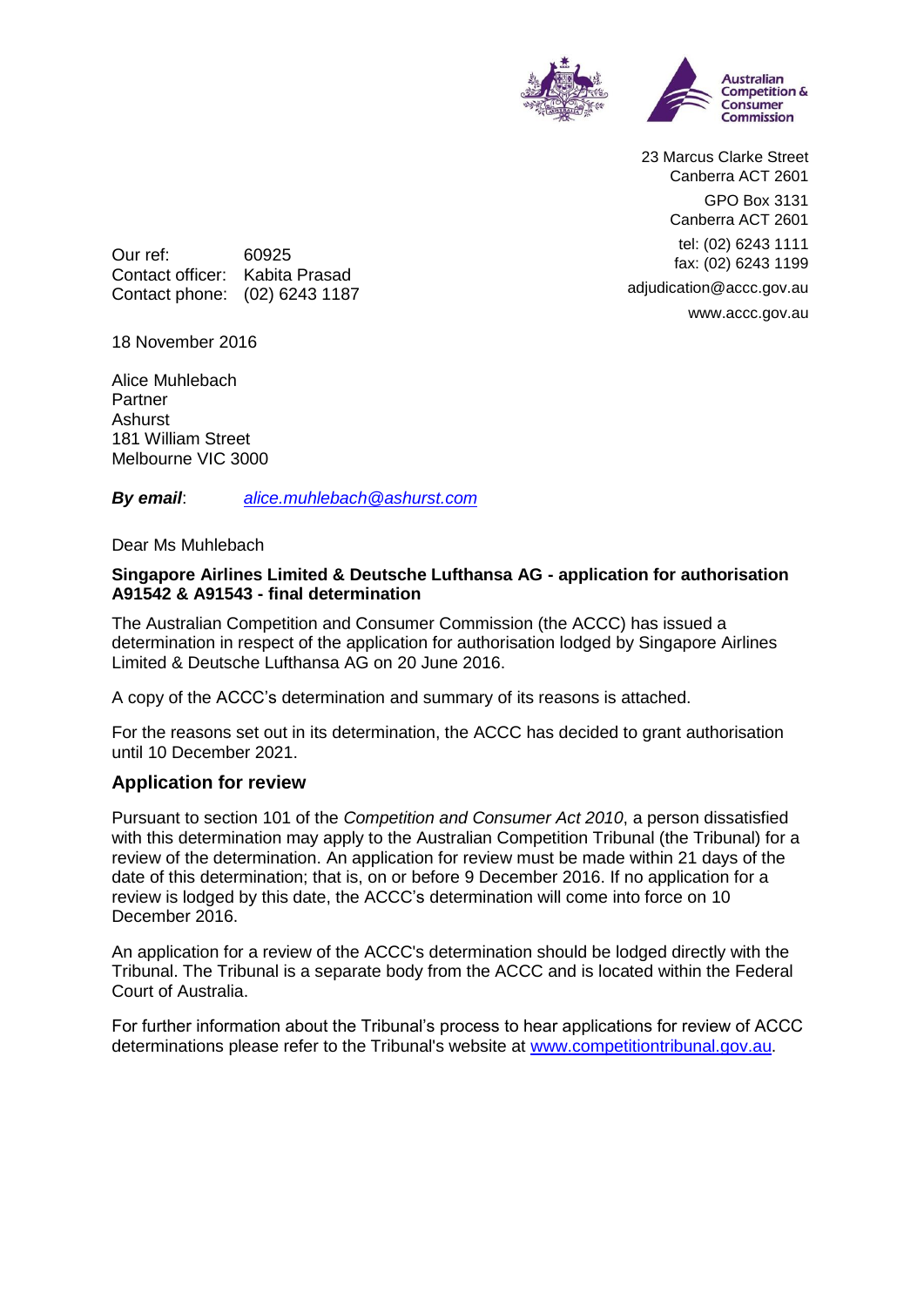23 Marcus Clarke Street
Canberra ACT 2601

GPO Box 3131
Canberra ACT 2601

tel: (02) 6243 1111
fax: (02) 6243 1199

adjudication@accc.gov.au

www.accc.gov.au

Our ref: 60925
Contact officer: Kabita Prasad
Contact phone: (02) 6243 1187

18 November 2016

Alice Muhlebach
Partner
Ashurst
181 William Street
Melbourne VIC 3000

***By email***: *alice.muhlebach@ashurst.com*

Dear Ms Muhlebach

**Singapore Airlines Limited & Deutsche Lufthansa AG - application for authorisation A91542 & A91543 - final determination**

The Australian Competition and Consumer Commission (the ACCC) has issued a determination in respect of the application for authorisation lodged by Singapore Airlines Limited & Deutsche Lufthansa AG on 20 June 2016.

A copy of the ACCC's determination and summary of its reasons is attached.

For the reasons set out in its determination, the ACCC has decided to grant authorisation until 10 December 2021.

## Application for review

Pursuant to section 101 of the *Competition and Consumer Act 2010*, a person dissatisfied with this determination may apply to the Australian Competition Tribunal (the Tribunal) for a review of the determination. An application for review must be made within 21 days of the date of this determination; that is, on or before 9 December 2016. If no application for a review is lodged by this date, the ACCC's determination will come into force on 10 December 2016.

An application for a review of the ACCC's determination should be lodged directly with the Tribunal. The Tribunal is a separate body from the ACCC and is located within the Federal Court of Australia.

For further information about the Tribunal's process to hear applications for review of ACCC determinations please refer to the Tribunal's website at www.competitiontribunal.gov.au.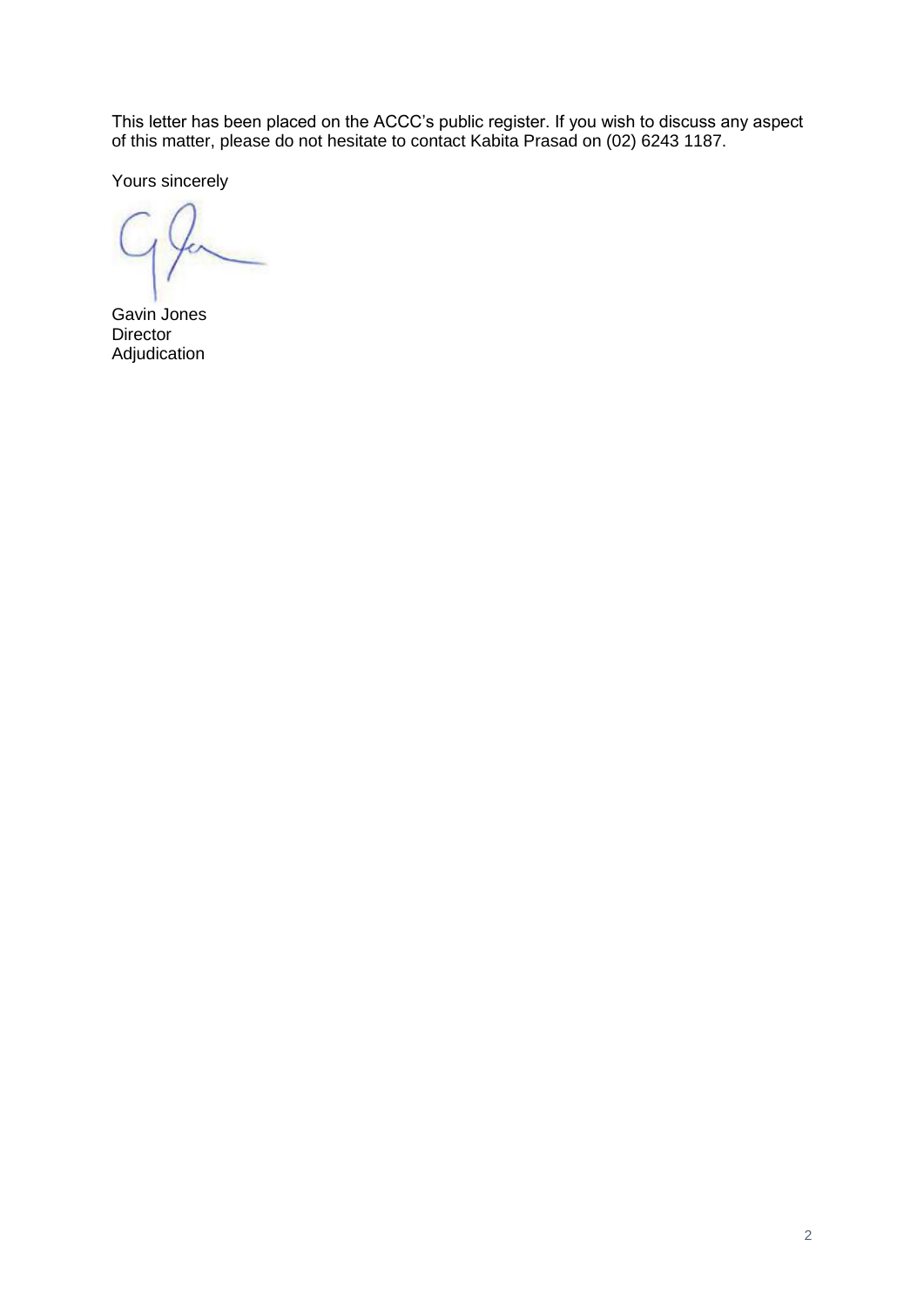This letter has been placed on the ACCC's public register. If you wish to discuss any aspect of this matter, please do not hesitate to contact Kabita Prasad on (02) 6243 1187.

Yours sincerely

Gavin Jones
Director
Adjudication